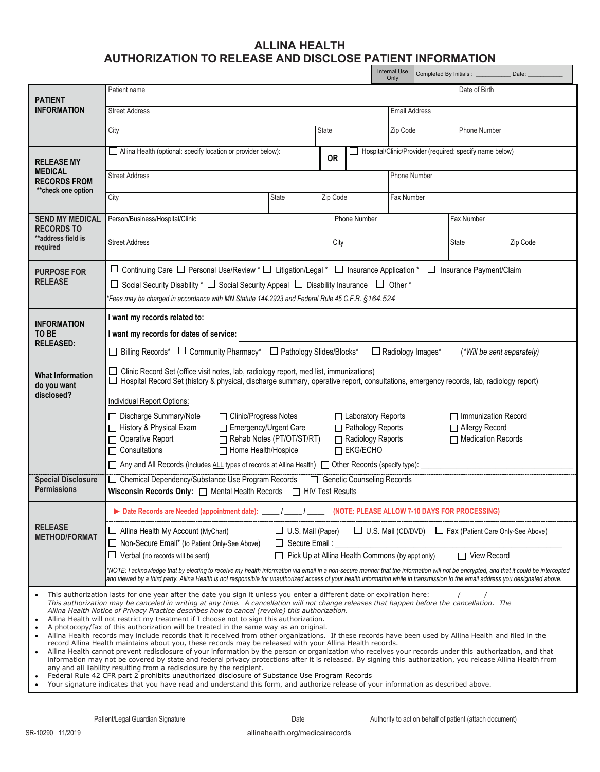# ALLINA HEALTH
# AUTHORIZATION TO RELEASE AND DISCLOSE PATIENT INFORMATION

| Internal Use Only | Completed By Initials : __________ Date: __________ |
|---|---|

## PATIENT INFORMATION

| | | | |
|---|---|---|---|
| Patient name | | | Date of Birth |
| Street Address | | Email Address | |
| City | State | Zip Code | Phone Number |

## RELEASE MY MEDICAL RECORDS FROM
**check one option

☐ Allina Health (optional: specify location or provider below): **OR** ☐ Hospital/Clinic/Provider (required: specify name below)

| | | | |
|---|---|---|---|
| Street Address | | | Phone Number |
| City | State | Zip Code | Fax Number |

## SEND MY MEDICAL RECORDS TO
**address field is required

| | | | |
|---|---|---|---|
| Person/Business/Hospital/Clinic | Phone Number | Fax Number | |
| Street Address | City | State | Zip Code |

## PURPOSE FOR RELEASE

☐ Continuing Care ☐ Personal Use/Review * ☐ Litigation/Legal * ☐ Insurance Application * ☐ Insurance Payment/Claim

☐ Social Security Disability * ☐ Social Security Appeal ☐ Disability Insurance ☐ Other * ______________________

*Fees may be charged in accordance with MN Statute 144.2923 and Federal Rule 45 C.F.R. §164.524*

## INFORMATION TO BE RELEASED:

**I want my records related to:** ______________________

**I want my records for dates of service:** ______________________

☐ Billing Records* ☐ Community Pharmacy* ☐ Pathology Slides/Blocks* ☐ Radiology Images* (*\*Will be sent separately*)

### What Information do you want disclosed?

☐ Clinic Record Set (office visit notes, lab, radiology report, med list, immunizations)
☐ Hospital Record Set (history & physical, discharge summary, operative report, consultations, emergency records, lab, radiology report)

Individual Report Options:

| | | | |
|---|---|---|---|
| ☐ Discharge Summary/Note | ☐ Clinic/Progress Notes | ☐ Laboratory Reports | ☐ Immunization Record |
| ☐ History & Physical Exam | ☐ Emergency/Urgent Care | ☐ Pathology Reports | ☐ Allergy Record |
| ☐ Operative Report | ☐ Rehab Notes (PT/OT/ST/RT) | ☐ Radiology Reports | ☐ Medication Records |
| ☐ Consultations | ☐ Home Health/Hospice | ☐ EKG/ECHO | |

☐ Any and All Records (includes ALL types of records at Allina Health) ☐ Other Records (specify type): ______________________

### Special Disclosure Permissions

☐ Chemical Dependency/Substance Use Program Records ☐ Genetic Counseling Records

**Wisconsin Records Only:** ☐ Mental Health Records ☐ HIV Test Results

## RELEASE METHOD/FORMAT

▶ **Date Records are Needed (appointment date): ____ / ____ / ____ (NOTE: PLEASE ALLOW 7-10 DAYS FOR PROCESSING)**

☐ Allina Health My Account (MyChart) ☐ U.S. Mail (Paper) ☐ U.S. Mail (CD/DVD) ☐ Fax (Patient Care Only-See Above)

☐ Non-Secure Email* (to Patient Only-See Above) ☐ Secure Email : ______________________

☐ Verbal (no records will be sent) ☐ Pick Up at Allina Health Commons (by appt only) ☐ View Record

*\*NOTE: I acknowledge that by electing to receive my health information via email in a non-secure manner that the information will not be encrypted, and that it could be intercepted and viewed by a third party. Allina Health is not responsible for unauthorized access of your health information while in transmission to the email address you designated above.*

- This authorization lasts for one year after the date you sign it unless you enter a different date or expiration here: _____ /_____ / _____ *This authorization may be canceled in writing at any time. A cancellation will not change releases that happen before the cancellation. The Allina Health Notice of Privacy Practice describes how to cancel (revoke) this authorization.*
- Allina Health will not restrict my treatment if I choose not to sign this authorization.
- A photocopy/fax of this authorization will be treated in the same way as an original.
- Allina Health records may include records that it received from other organizations. If these records have been used by Allina Health and filed in the record Allina Health maintains about you, these records may be released with your Allina Health records.
- Allina Health cannot prevent redisclosure of your information by the person or organization who receives your records under this authorization, and that information may not be covered by state and federal privacy protections after it is released. By signing this authorization, you release Allina Health from any and all liability resulting from a redisclosure by the recipient.
- Federal Rule 42 CFR part 2 prohibits unauthorized disclosure of Substance Use Program Records
- Your signature indicates that you have read and understand this form, and authorize release of your information as described above.

______________________ Patient/Legal Guardian Signature ______________ Date ______________________ Authority to act on behalf of patient (attach document)

SR-10290 11/2019

allinahealth.org/medicalrecords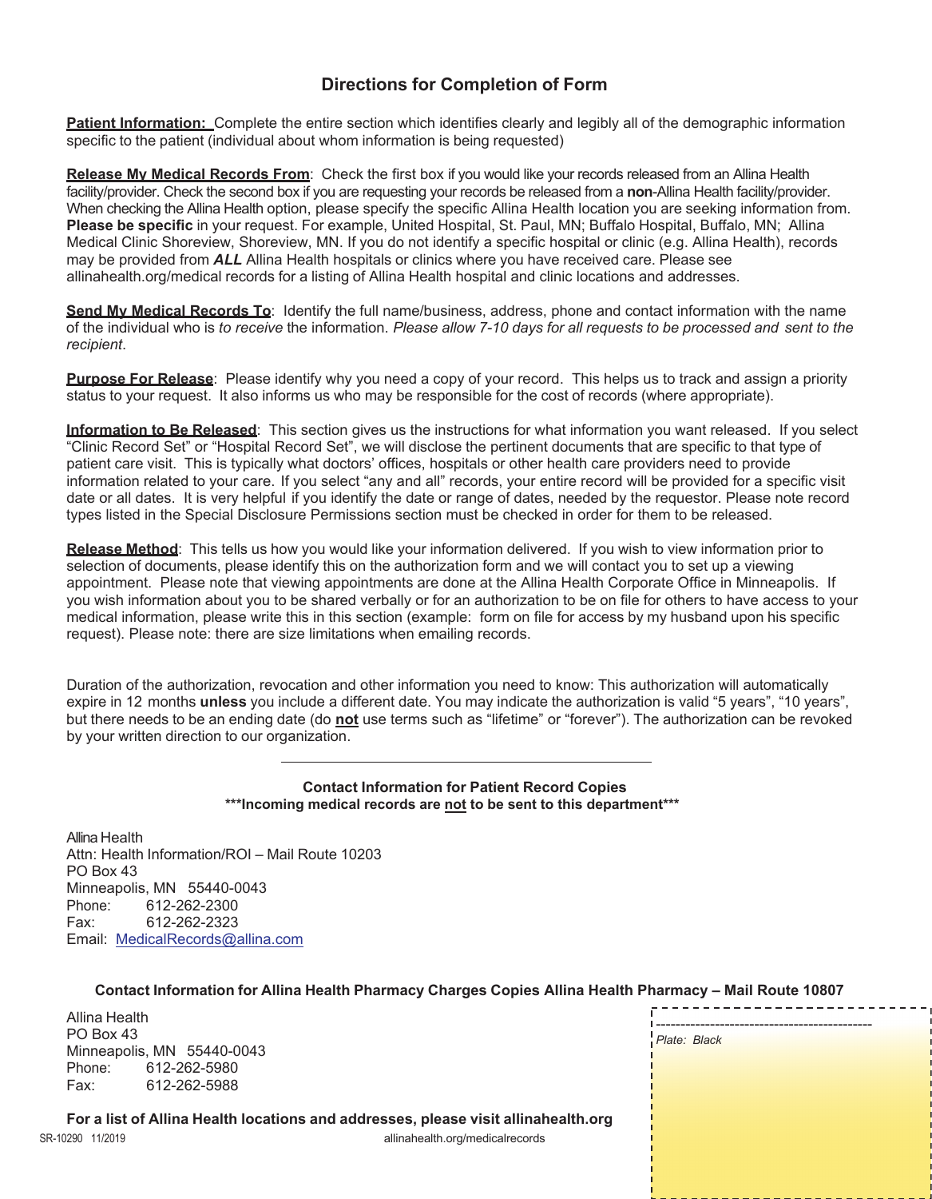## Directions for Completion of Form

**Patient Information:** Complete the entire section which identifies clearly and legibly all of the demographic information specific to the patient (individual about whom information is being requested)

**Release My Medical Records From**: Check the first box if you would like your records released from an Allina Health facility/provider. Check the second box if you are requesting your records be released from a **non**-Allina Health facility/provider. When checking the Allina Health option, please specify the specific Allina Health location you are seeking information from. **Please be specific** in your request. For example, United Hospital, St. Paul, MN; Buffalo Hospital, Buffalo, MN; Allina Medical Clinic Shoreview, Shoreview, MN. If you do not identify a specific hospital or clinic (e.g. Allina Health), records may be provided from ***ALL*** Allina Health hospitals or clinics where you have received care. Please see allinahealth.org/medical records for a listing of Allina Health hospital and clinic locations and addresses.

**Send My Medical Records To**: Identify the full name/business, address, phone and contact information with the name of the individual who is *to receive* the information. *Please allow 7-10 days for all requests to be processed and sent to the recipient*.

**Purpose For Release**: Please identify why you need a copy of your record. This helps us to track and assign a priority status to your request. It also informs us who may be responsible for the cost of records (where appropriate).

**Information to Be Released**: This section gives us the instructions for what information you want released. If you select "Clinic Record Set" or "Hospital Record Set", we will disclose the pertinent documents that are specific to that type of patient care visit. This is typically what doctors' offices, hospitals or other health care providers need to provide information related to your care. If you select "any and all" records, your entire record will be provided for a specific visit date or all dates. It is very helpful if you identify the date or range of dates, needed by the requestor. Please note record types listed in the Special Disclosure Permissions section must be checked in order for them to be released.

**Release Method**: This tells us how you would like your information delivered. If you wish to view information prior to selection of documents, please identify this on the authorization form and we will contact you to set up a viewing appointment. Please note that viewing appointments are done at the Allina Health Corporate Office in Minneapolis. If you wish information about you to be shared verbally or for an authorization to be on file for others to have access to your medical information, please write this in this section (example: form on file for access by my husband upon his specific request). Please note: there are size limitations when emailing records.

Duration of the authorization, revocation and other information you need to know: This authorization will automatically expire in 12 months **unless** you include a different date. You may indicate the authorization is valid "5 years", "10 years", but there needs to be an ending date (do **not** use terms such as "lifetime" or "forever"). The authorization can be revoked by your written direction to our organization.

---

**Contact Information for Patient Record Copies**
**\*\*\*Incoming medical records are not to be sent to this department\*\*\***

Allina Health
Attn: Health Information/ROI – Mail Route 10203
PO Box 43
Minneapolis, MN 55440-0043
Phone: 612-262-2300
Fax: 612-262-2323
Email: MedicalRecords@allina.com

**Contact Information for Allina Health Pharmacy Charges Copies Allina Health Pharmacy – Mail Route 10807**

Allina Health
PO Box 43
Minneapolis, MN 55440-0043
Phone: 612-262-5980
Fax: 612-262-5988

*Plate: Black*

**For a list of Allina Health locations and addresses, please visit allinahealth.org**

SR-10290 11/2019

allinahealth.org/medicalrecords